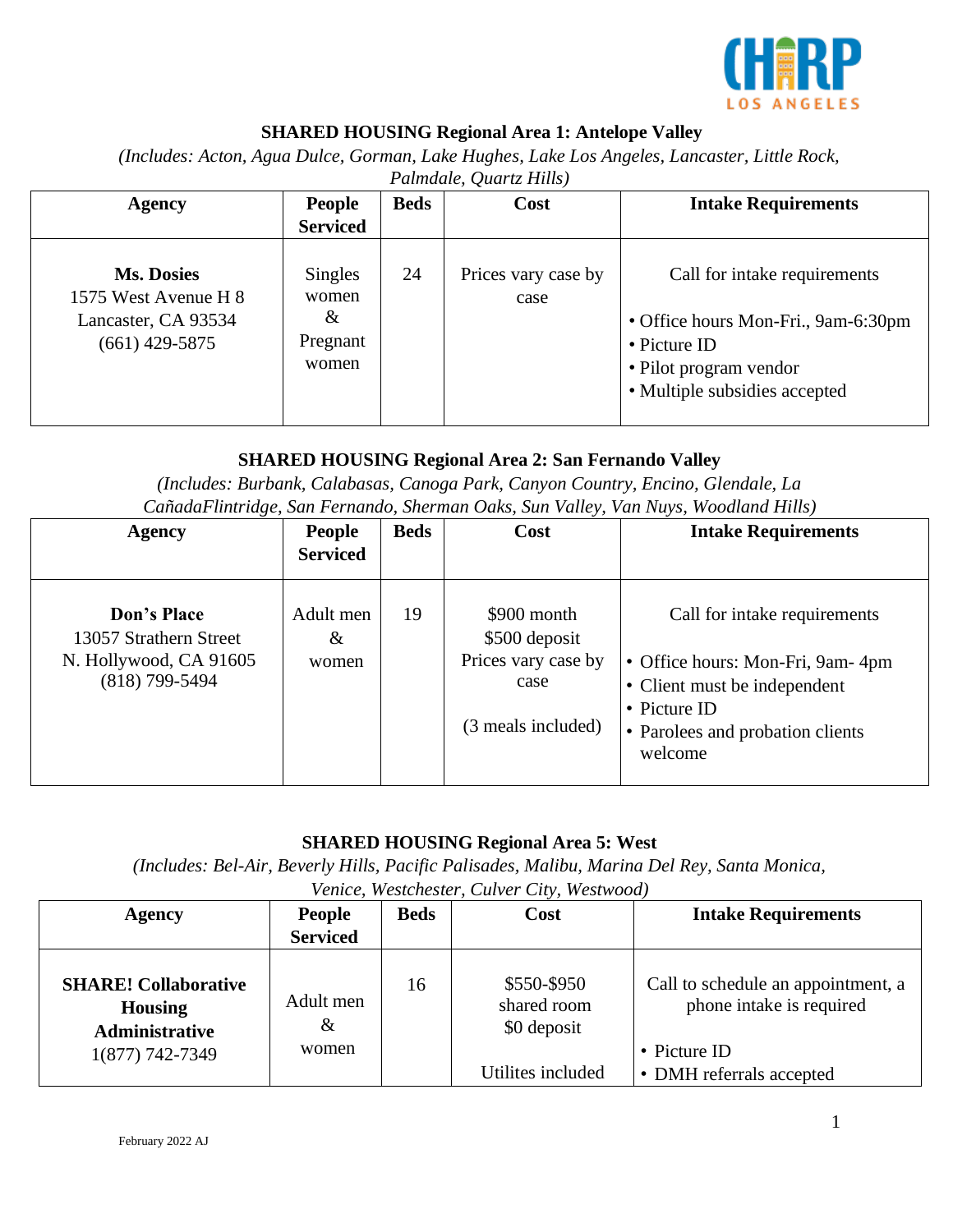## SHARED HOUSING Regional Area 1: Antelope Valley

*(Includes: Acton, Agua Dulce, Gorman, Lake Hughes, Lake Los Angeles, Lancaster, Little Rock, Palmdale, Quartz Hills)*

| Agency | People Serviced | Beds | Cost | Intake Requirements |
|---|---|---|---|---|
| **Ms. Dosies**<br>1575 West Avenue H 8<br>Lancaster, CA 93534<br>(661) 429-5875 | Singles women & Pregnant women | 24 | Prices vary case by case | Call for intake requirements<br>• Office hours Mon-Fri., 9am-6:30pm<br>• Picture ID<br>• Pilot program vendor<br>• Multiple subsidies accepted |

## SHARED HOUSING Regional Area 2: San Fernando Valley

*(Includes: Burbank, Calabasas, Canoga Park, Canyon Country, Encino, Glendale, La CañadaFlintridge, San Fernando, Sherman Oaks, Sun Valley, Van Nuys, Woodland Hills)*

| Agency | People Serviced | Beds | Cost | Intake Requirements |
|---|---|---|---|---|
| **Don's Place**<br>13057 Strathern Street<br>N. Hollywood, CA 91605<br>(818) 799-5494 | Adult men & women | 19 | $900 month<br>$500 deposit<br>Prices vary case by case<br>(3 meals included) | Call for intake requirements<br>• Office hours: Mon-Fri, 9am- 4pm<br>• Client must be independent<br>• Picture ID<br>• Parolees and probation clients welcome |

## SHARED HOUSING Regional Area 5: West

*(Includes: Bel-Air, Beverly Hills, Pacific Palisades, Malibu, Marina Del Rey, Santa Monica, Venice, Westchester, Culver City, Westwood)*

| Agency | People Serviced | Beds | Cost | Intake Requirements |
|---|---|---|---|---|
| **SHARE! Collaborative Housing Administrative**<br>1(877) 742-7349 | Adult men & women | 16 | $550-$950 shared room<br>$0 deposit<br>Utilites included | Call to schedule an appointment, a phone intake is required<br>• Picture ID<br>• DMH referrals accepted |

February 2022 AJ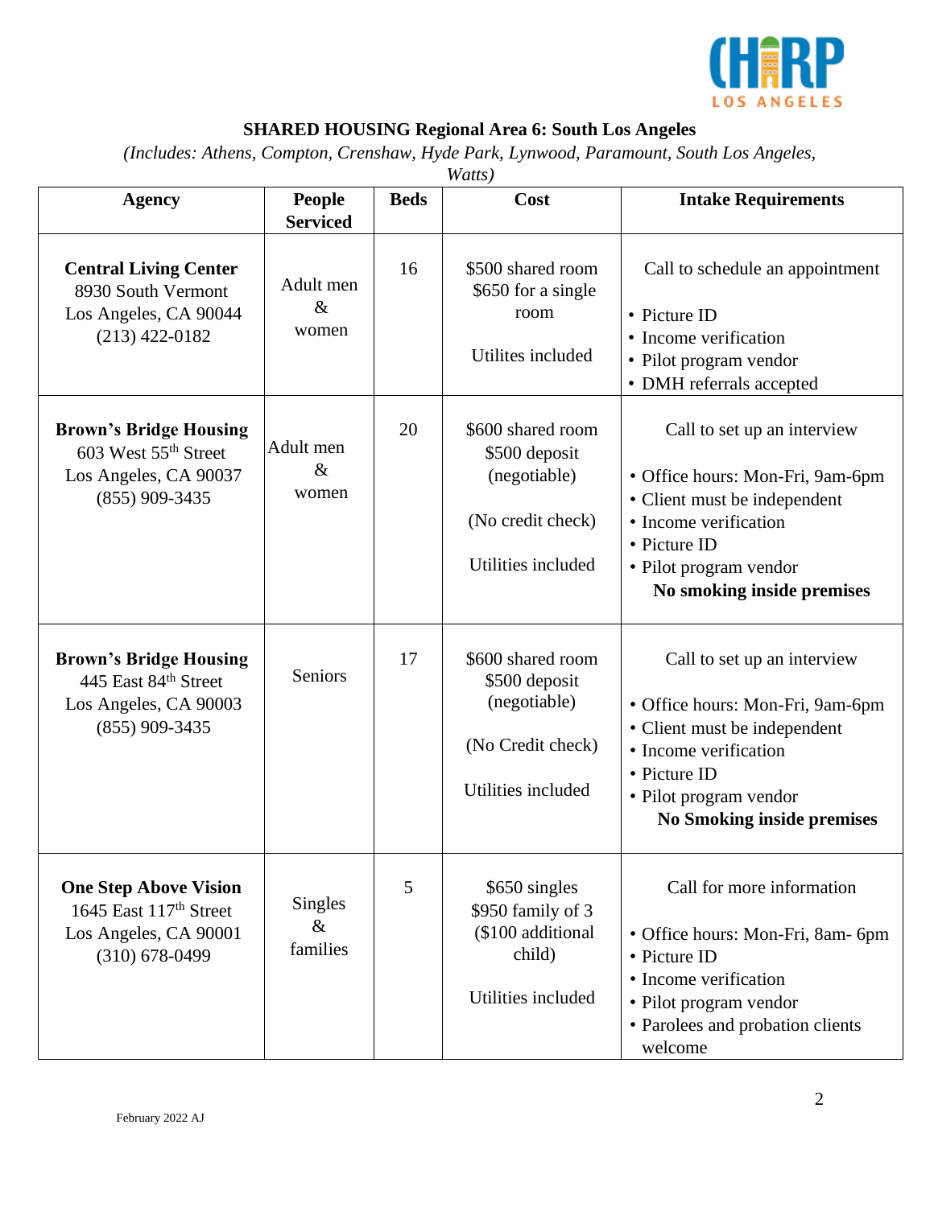## SHARED HOUSING Regional Area 6: South Los Angeles

*(Includes: Athens, Compton, Crenshaw, Hyde Park, Lynwood, Paramount, South Los Angeles, Watts)*

| Agency | People Serviced | Beds | Cost | Intake Requirements |
|---|---|---|---|---|
| **Central Living Center**<br>8930 South Vermont<br>Los Angeles, CA 90044<br>(213) 422-0182 | Adult men & women | 16 | $500 shared room<br>$650 for a single room<br><br>Utilites included | Call to schedule an appointment<br><br>• Picture ID<br>• Income verification<br>• Pilot program vendor<br>• DMH referrals accepted |
| **Brown's Bridge Housing**<br>603 West 55th Street<br>Los Angeles, CA 90037<br>(855) 909-3435 | Adult men & women | 20 | $600 shared room<br>$500 deposit (negotiable)<br><br>(No credit check)<br><br>Utilities included | Call to set up an interview<br><br>• Office hours: Mon-Fri, 9am-6pm<br>• Client must be independent<br>• Income verification<br>• Picture ID<br>• Pilot program vendor<br>**No smoking inside premises** |
| **Brown's Bridge Housing**<br>445 East 84th Street<br>Los Angeles, CA 90003<br>(855) 909-3435 | Seniors | 17 | $600 shared room<br>$500 deposit (negotiable)<br><br>(No Credit check)<br><br>Utilities included | Call to set up an interview<br><br>• Office hours: Mon-Fri, 9am-6pm<br>• Client must be independent<br>• Income verification<br>• Picture ID<br>• Pilot program vendor<br>**No Smoking inside premises** |
| **One Step Above Vision**<br>1645 East 117th Street<br>Los Angeles, CA 90001<br>(310) 678-0499 | Singles & families | 5 | $650 singles<br>$950 family of 3 ($100 additional child)<br><br>Utilities included | Call for more information<br><br>• Office hours: Mon-Fri, 8am- 6pm<br>• Picture ID<br>• Income verification<br>• Pilot program vendor<br>• Parolees and probation clients welcome |

February 2022 AJ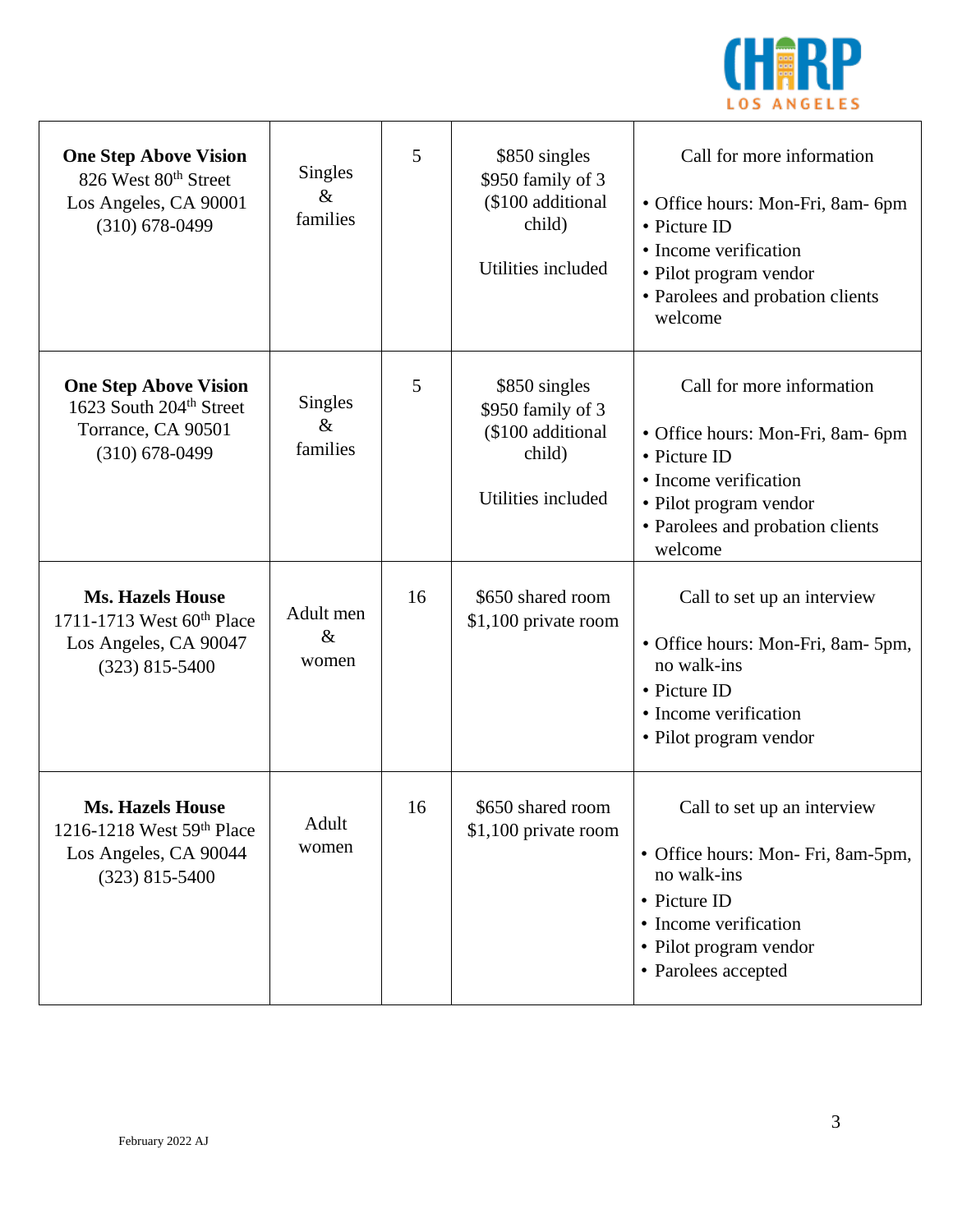| One Step Above Vision<br>826 West 80th Street<br>Los Angeles, CA 90001<br>(310) 678-0499 | Singles & families | 5 | $850 singles<br>$950 family of 3<br>($100 additional child)<br><br>Utilities included | Call for more information<br><br>• Office hours: Mon-Fri, 8am- 6pm<br>• Picture ID<br>• Income verification<br>• Pilot program vendor<br>• Parolees and probation clients welcome |
|---|---|---|---|---|
| **One Step Above Vision**<br>1623 South 204th Street<br>Torrance, CA 90501<br>(310) 678-0499 | Singles & families | 5 | $850 singles<br>$950 family of 3<br>($100 additional child)<br><br>Utilities included | Call for more information<br><br>• Office hours: Mon-Fri, 8am- 6pm<br>• Picture ID<br>• Income verification<br>• Pilot program vendor<br>• Parolees and probation clients welcome |
| **Ms. Hazels House**<br>1711-1713 West 60th Place<br>Los Angeles, CA 90047<br>(323) 815-5400 | Adult men & women | 16 | $650 shared room<br>$1,100 private room | Call to set up an interview<br><br>• Office hours: Mon-Fri, 8am- 5pm, no walk-ins<br>• Picture ID<br>• Income verification<br>• Pilot program vendor |
| **Ms. Hazels House**<br>1216-1218 West 59th Place<br>Los Angeles, CA 90044<br>(323) 815-5400 | Adult women | 16 | $650 shared room<br>$1,100 private room | Call to set up an interview<br><br>• Office hours: Mon- Fri, 8am-5pm, no walk-ins<br>• Picture ID<br>• Income verification<br>• Pilot program vendor<br>• Parolees accepted |

February 2022 AJ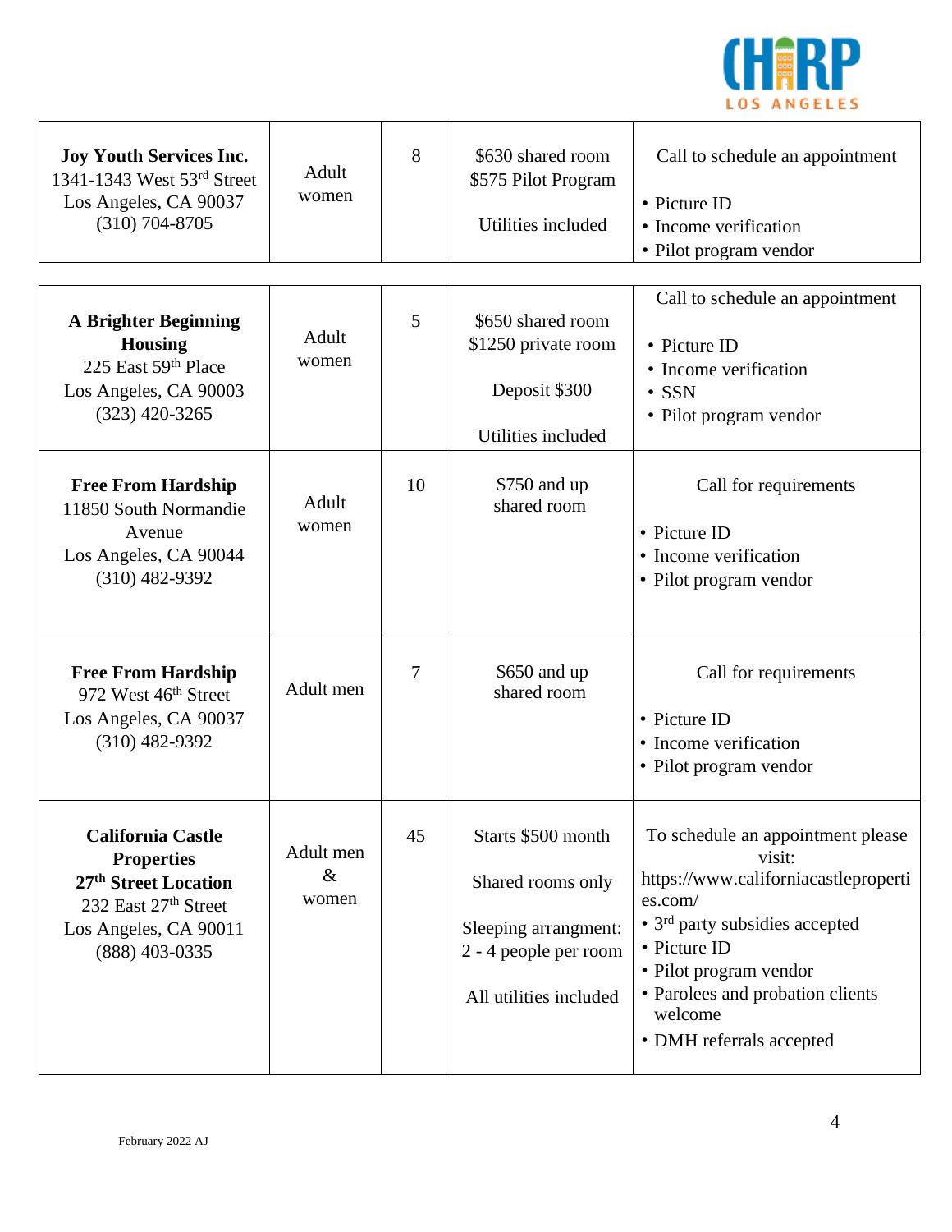| | | | | |
|---|---|---|---|---|
| **Joy Youth Services Inc.**<br>1341-1343 West 53rd Street<br>Los Angeles, CA 90037<br>(310) 704-8705 | Adult women | 8 | $630 shared room<br>$575 Pilot Program<br><br>Utilities included | Call to schedule an appointment<br><br>• Picture ID<br>• Income verification<br>• Pilot program vendor |
| **A Brighter Beginning Housing**<br>225 East 59th Place<br>Los Angeles, CA 90003<br>(323) 420-3265 | Adult women | 5 | $650 shared room<br>$1250 private room<br><br>Deposit $300<br><br>Utilities included | Call to schedule an appointment<br><br>• Picture ID<br>• Income verification<br>• SSN<br>• Pilot program vendor |
| **Free From Hardship**<br>11850 South Normandie Avenue<br>Los Angeles, CA 90044<br>(310) 482-9392 | Adult women | 10 | $750 and up shared room | Call for requirements<br><br>• Picture ID<br>• Income verification<br>• Pilot program vendor |
| **Free From Hardship**<br>972 West 46th Street<br>Los Angeles, CA 90037<br>(310) 482-9392 | Adult men | 7 | $650 and up shared room | Call for requirements<br><br>• Picture ID<br>• Income verification<br>• Pilot program vendor |
| **California Castle Properties**<br>**27th Street Location**<br>232 East 27th Street<br>Los Angeles, CA 90011<br>(888) 403-0335 | Adult men & women | 45 | Starts $500 month<br><br>Shared rooms only<br><br>Sleeping arrangment: 2 - 4 people per room<br><br>All utilities included | To schedule an appointment please visit: https://www.californiacastleproperties.com/<br>• 3rd party subsidies accepted<br>• Picture ID<br>• Pilot program vendor<br>• Parolees and probation clients welcome<br>• DMH referrals accepted |

February 2022 AJ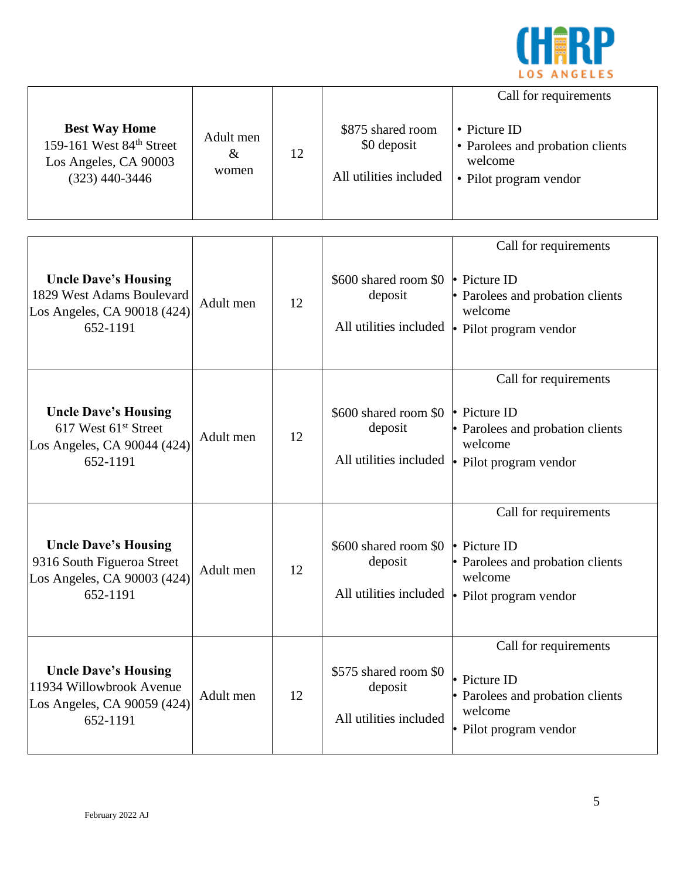| | | | | |
|---|---|---|---|---|
| **Best Way Home**<br>159-161 West 84th Street<br>Los Angeles, CA 90003<br>(323) 440-3446 | Adult men & women | 12 | $875 shared room<br>$0 deposit<br><br>All utilities included | Call for requirements<br><br>• Picture ID<br>• Parolees and probation clients welcome<br>• Pilot program vendor |

| | | | | |
|---|---|---|---|---|
| **Uncle Dave's Housing**<br>1829 West Adams Boulevard<br>Los Angeles, CA 90018 (424) 652-1191 | Adult men | 12 | $600 shared room $0 deposit<br><br>All utilities included | Call for requirements<br><br>• Picture ID<br>• Parolees and probation clients welcome<br>• Pilot program vendor |
| **Uncle Dave's Housing**<br>617 West 61st Street<br>Los Angeles, CA 90044 (424) 652-1191 | Adult men | 12 | $600 shared room $0 deposit<br><br>All utilities included | Call for requirements<br><br>• Picture ID<br>• Parolees and probation clients welcome<br>• Pilot program vendor |
| **Uncle Dave's Housing**<br>9316 South Figueroa Street<br>Los Angeles, CA 90003 (424) 652-1191 | Adult men | 12 | $600 shared room $0 deposit<br><br>All utilities included | Call for requirements<br><br>• Picture ID<br>• Parolees and probation clients welcome<br>• Pilot program vendor |
| **Uncle Dave's Housing**<br>11934 Willowbrook Avenue<br>Los Angeles, CA 90059 (424) 652-1191 | Adult men | 12 | $575 shared room $0 deposit<br><br>All utilities included | Call for requirements<br><br>• Picture ID<br>• Parolees and probation clients welcome<br>• Pilot program vendor |

February 2022 AJ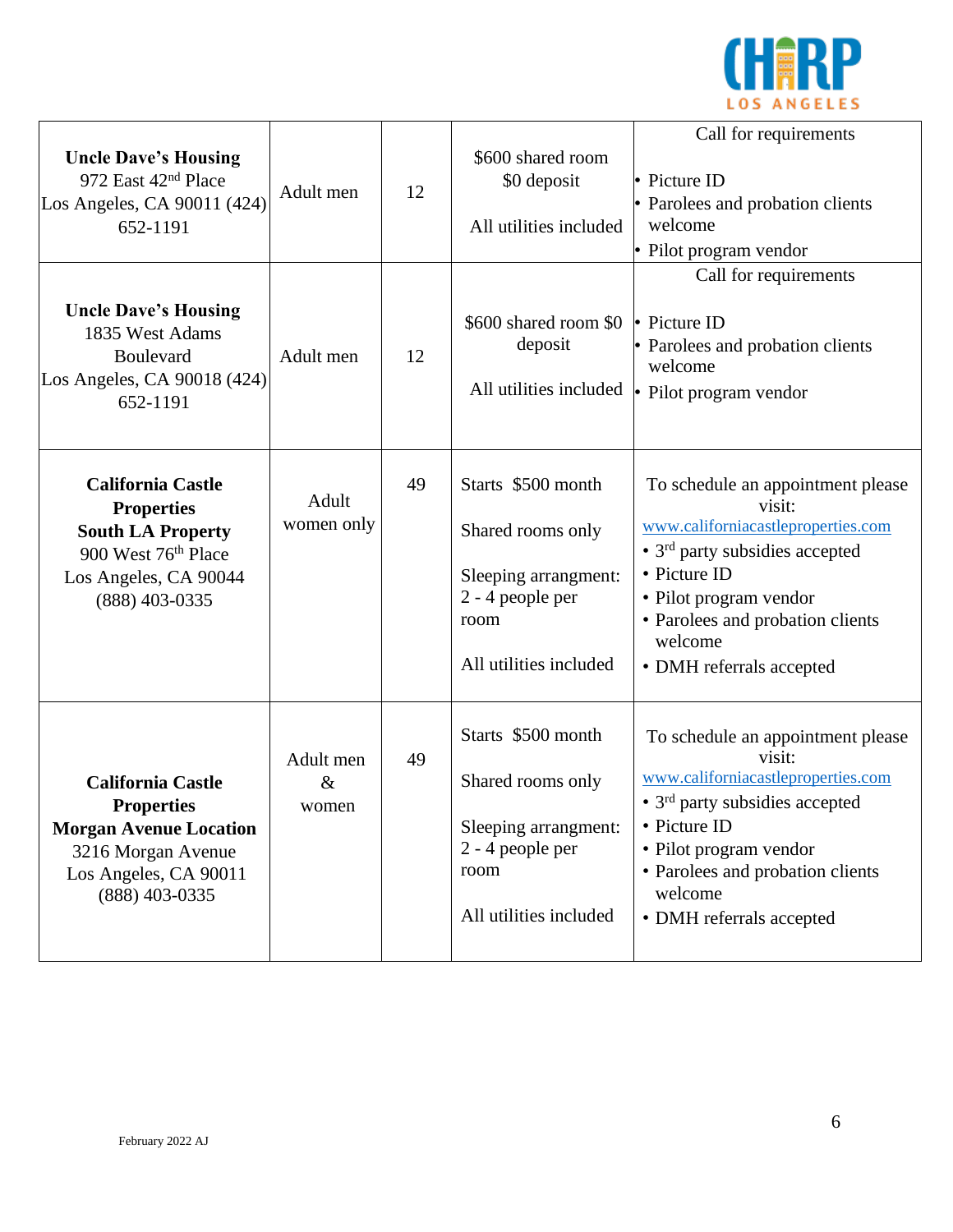| | | | | |
|---|---|---|---|---|
| **Uncle Dave's Housing**<br>972 East 42nd Place<br>Los Angeles, CA 90011 (424) 652-1191 | Adult men | 12 | $600 shared room<br>$0 deposit<br><br>All utilities included | Call for requirements<br><br>• Picture ID<br>• Parolees and probation clients welcome<br>• Pilot program vendor |
| **Uncle Dave's Housing**<br>1835 West Adams Boulevard<br>Los Angeles, CA 90018 (424) 652-1191 | Adult men | 12 | $600 shared room $0 deposit<br><br>All utilities included | Call for requirements<br><br>• Picture ID<br>• Parolees and probation clients welcome<br>• Pilot program vendor |
| **California Castle Properties**<br>**South LA Property**<br>900 West 76th Place<br>Los Angeles, CA 90044<br>(888) 403-0335 | Adult women only | 49 | Starts $500 month<br><br>Shared rooms only<br><br>Sleeping arrangement: 2 - 4 people per room<br><br>All utilities included | To schedule an appointment please visit:<br>www.californiacastleproperties.com<br>• 3rd party subsidies accepted<br>• Picture ID<br>• Pilot program vendor<br>• Parolees and probation clients welcome<br>• DMH referrals accepted |
| **California Castle Properties**<br>**Morgan Avenue Location**<br>3216 Morgan Avenue<br>Los Angeles, CA 90011<br>(888) 403-0335 | Adult men & women | 49 | Starts $500 month<br><br>Shared rooms only<br><br>Sleeping arrangement: 2 - 4 people per room<br><br>All utilities included | To schedule an appointment please visit:<br>www.californiacastleproperties.com<br>• 3rd party subsidies accepted<br>• Picture ID<br>• Pilot program vendor<br>• Parolees and probation clients welcome<br>• DMH referrals accepted |

February 2022 AJ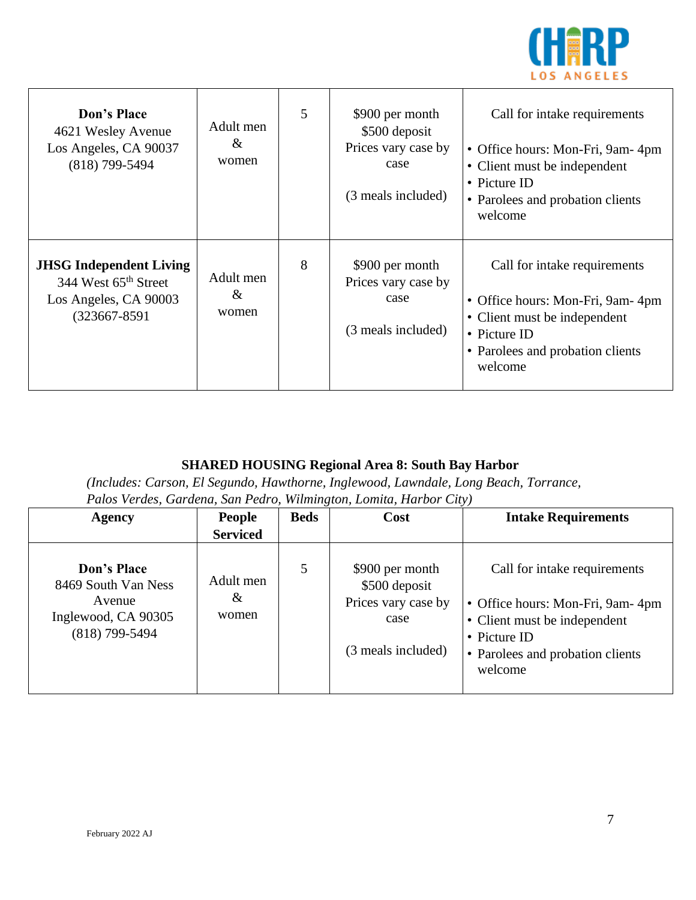| | | | | |
|---|---|---|---|---|
| **Don's Place**<br>4621 Wesley Avenue<br>Los Angeles, CA 90037<br>(818) 799-5494 | Adult men & women | 5 | $900 per month<br>$500 deposit<br>Prices vary case by case<br><br>(3 meals included) | Call for intake requirements<br><br>• Office hours: Mon-Fri, 9am- 4pm<br>• Client must be independent<br>• Picture ID<br>• Parolees and probation clients welcome |
| **JHSG Independent Living**<br>344 West 65th Street<br>Los Angeles, CA 90003<br>(323667-8591 | Adult men & women | 8 | $900 per month<br>Prices vary case by case<br><br>(3 meals included) | Call for intake requirements<br><br>• Office hours: Mon-Fri, 9am- 4pm<br>• Client must be independent<br>• Picture ID<br>• Parolees and probation clients welcome |

## SHARED HOUSING Regional Area 8: South Bay Harbor

*(Includes: Carson, El Segundo, Hawthorne, Inglewood, Lawndale, Long Beach, Torrance, Palos Verdes, Gardena, San Pedro, Wilmington, Lomita, Harbor City)*

| Agency | People Serviced | Beds | Cost | Intake Requirements |
|---|---|---|---|---|
| **Don's Place**<br>8469 South Van Ness Avenue<br>Inglewood, CA 90305<br>(818) 799-5494 | Adult men & women | 5 | $900 per month<br>$500 deposit<br>Prices vary case by case<br><br>(3 meals included) | Call for intake requirements<br><br>• Office hours: Mon-Fri, 9am- 4pm<br>• Client must be independent<br>• Picture ID<br>• Parolees and probation clients welcome |

February 2022 AJ